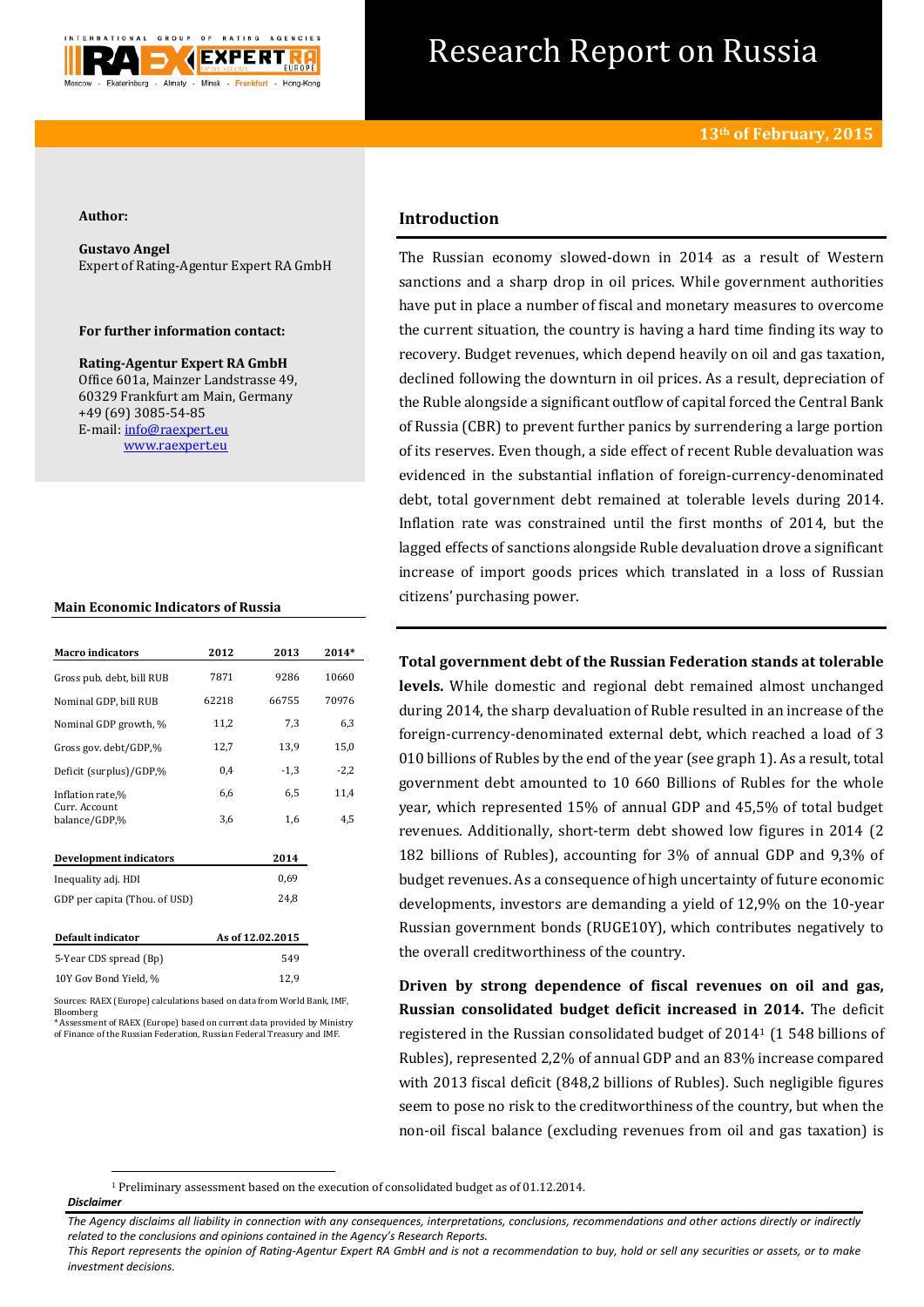# Research Report on Russia

**13th of February, 2015**

**Author:**

**Gustavo Angel**
Expert of Rating-Agentur Expert RA GmbH

**For further information contact:**

**Rating-Agentur Expert RA GmbH**
Office 601a, Mainzer Landstrasse 49,
60329 Frankfurt am Main, Germany
+49 (69) 3085-54-85
E-mail: info@raexpert.eu
www.raexpert.eu

**Main Economic Indicators of Russia**

| Macro indicators | 2012 | 2013 | 2014* |
|---|---|---|---|
| Gross pub. debt, bill RUB | 7871 | 9286 | 10660 |
| Nominal GDP, bill RUB | 62218 | 66755 | 70976 |
| Nominal GDP growth, % | 11,2 | 7,3 | 6,3 |
| Gross gov. debt/GDP,% | 12,7 | 13,9 | 15,0 |
| Deficit (surplus)/GDP,% | 0,4 | -1,3 | -2,2 |
| Inflation rate,% | 6,6 | 6,5 | 11,4 |
| Curr. Account balance/GDP,% | 3,6 | 1,6 | 4,5 |

| Development indicators | 2014 |
|---|---|
| Inequality adj. HDI | 0,69 |
| GDP per capita (Thou. of USD) | 24,8 |

| Default indicator | As of 12.02.2015 |
|---|---|
| 5-Year CDS spread (Bp) | 549 |
| 10Y Gov Bond Yield, % | 12,9 |

Sources: RAEX (Europe) calculations based on data from World Bank, IMF, Bloomberg
*Assessment of RAEX (Europe) based on current data provided by Ministry of Finance of the Russian Federation, Russian Federal Treasury and IMF.

## Introduction

The Russian economy slowed-down in 2014 as a result of Western sanctions and a sharp drop in oil prices. While government authorities have put in place a number of fiscal and monetary measures to overcome the current situation, the country is having a hard time finding its way to recovery. Budget revenues, which depend heavily on oil and gas taxation, declined following the downturn in oil prices. As a result, depreciation of the Ruble alongside a significant outflow of capital forced the Central Bank of Russia (CBR) to prevent further panics by surrendering a large portion of its reserves. Even though, a side effect of recent Ruble devaluation was evidenced in the substantial inflation of foreign-currency-denominated debt, total government debt remained at tolerable levels during 2014. Inflation rate was constrained until the first months of 2014, but the lagged effects of sanctions alongside Ruble devaluation drove a significant increase of import goods prices which translated in a loss of Russian citizens' purchasing power.

**Total government debt of the Russian Federation stands at tolerable levels.** While domestic and regional debt remained almost unchanged during 2014, the sharp devaluation of Ruble resulted in an increase of the foreign-currency-denominated external debt, which reached a load of 3 010 billions of Rubles by the end of the year (see graph 1). As a result, total government debt amounted to 10 660 Billions of Rubles for the whole year, which represented 15% of annual GDP and 45,5% of total budget revenues. Additionally, short-term debt showed low figures in 2014 (2 182 billions of Rubles), accounting for 3% of annual GDP and 9,3% of budget revenues. As a consequence of high uncertainty of future economic developments, investors are demanding a yield of 12,9% on the 10-year Russian government bonds (RUGE10Y), which contributes negatively to the overall creditworthiness of the country.

**Driven by strong dependence of fiscal revenues on oil and gas, Russian consolidated budget deficit increased in 2014.** The deficit registered in the Russian consolidated budget of 2014[1] (1 548 billions of Rubles), represented 2,2% of annual GDP and an 83% increase compared with 2013 fiscal deficit (848,2 billions of Rubles). Such negligible figures seem to pose no risk to the creditworthiness of the country, but when the non-oil fiscal balance (excluding revenues from oil and gas taxation) is

[1] Preliminary assessment based on the execution of consolidated budget as of 01.12.2014.

***Disclaimer***

*The Agency disclaims all liability in connection with any consequences, interpretations, conclusions, recommendations and other actions directly or indirectly related to the conclusions and opinions contained in the Agency's Research Reports.*
*This Report represents the opinion of Rating-Agentur Expert RA GmbH and is not a recommendation to buy, hold or sell any securities or assets, or to make investment decisions.*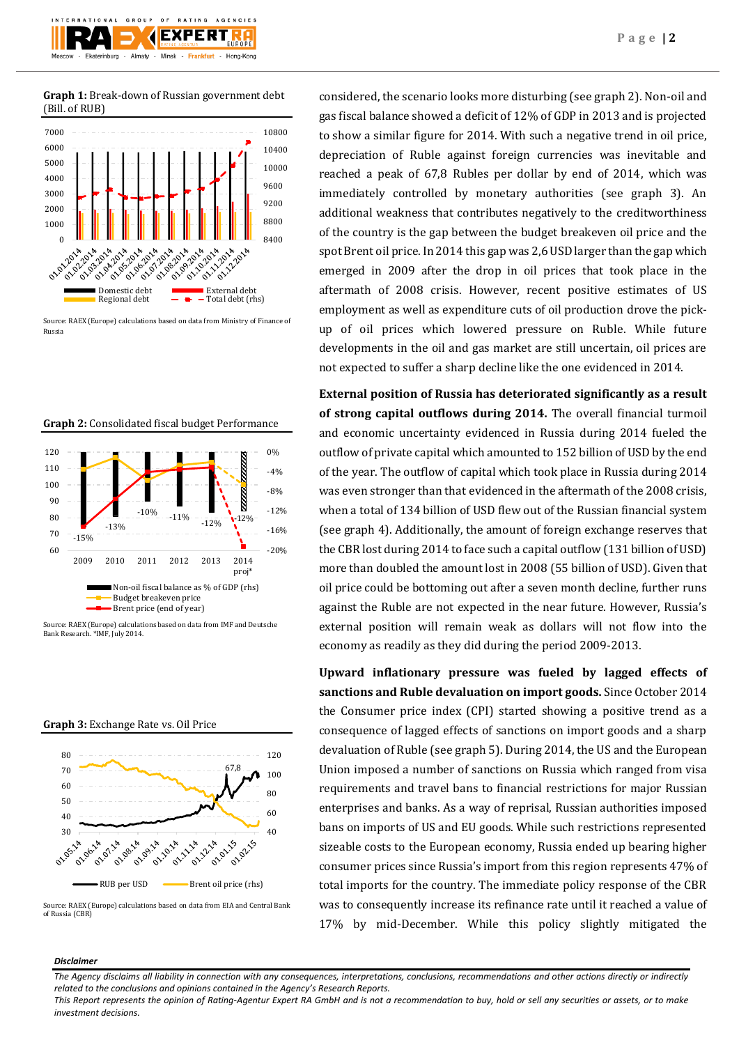**Graph 1:** Break-down of Russian government debt (Bill. of RUB)

Source: RAEX (Europe) calculations based on data from Ministry of Finance of Russia

**Graph 2:** Consolidated fiscal budget Performance

Source: RAEX (Europe) calculations based on data from IMF and Deutsche Bank Research. *IMF, July 2014.

**Graph 3:** Exchange Rate vs. Oil Price

Source: RAEX (Europe) calculations based on data from EIA and Central Bank of Russia (CBR)

considered, the scenario looks more disturbing (see graph 2). Non-oil and gas fiscal balance showed a deficit of 12% of GDP in 2013 and is projected to show a similar figure for 2014. With such a negative trend in oil price, depreciation of Ruble against foreign currencies was inevitable and reached a peak of 67,8 Rubles per dollar by end of 2014, which was immediately controlled by monetary authorities (see graph 3). An additional weakness that contributes negatively to the creditworthiness of the country is the gap between the budget breakeven oil price and the spot Brent oil price. In 2014 this gap was 2,6 USD larger than the gap which emerged in 2009 after the drop in oil prices that took place in the aftermath of 2008 crisis. However, recent positive estimates of US employment as well as expenditure cuts of oil production drove the pick-up of oil prices which lowered pressure on Ruble. While future developments in the oil and gas market are still uncertain, oil prices are not expected to suffer a sharp decline like the one evidenced in 2014.

**External position of Russia has deteriorated significantly as a result of strong capital outflows during 2014.** The overall financial turmoil and economic uncertainty evidenced in Russia during 2014 fueled the outflow of private capital which amounted to 152 billion of USD by the end of the year. The outflow of capital which took place in Russia during 2014 was even stronger than that evidenced in the aftermath of the 2008 crisis, when a total of 134 billion of USD flew out of the Russian financial system (see graph 4). Additionally, the amount of foreign exchange reserves that the CBR lost during 2014 to face such a capital outflow (131 billion of USD) more than doubled the amount lost in 2008 (55 billion of USD). Given that oil price could be bottoming out after a seven month decline, further runs against the Ruble are not expected in the near future. However, Russia's external position will remain weak as dollars will not flow into the economy as readily as they did during the period 2009-2013.

**Upward inflationary pressure was fueled by lagged effects of sanctions and Ruble devaluation on import goods.** Since October 2014 the Consumer price index (CPI) started showing a positive trend as a consequence of lagged effects of sanctions on import goods and a sharp devaluation of Ruble (see graph 5). During 2014, the US and the European Union imposed a number of sanctions on Russia which ranged from visa requirements and travel bans to financial restrictions for major Russian enterprises and banks. As a way of reprisal, Russian authorities imposed bans on imports of US and EU goods. While such restrictions represented sizeable costs to the European economy, Russia ended up bearing higher consumer prices since Russia's import from this region represents 47% of total imports for the country. The immediate policy response of the CBR was to consequently increase its refinance rate until it reached a value of 17% by mid-December. While this policy slightly mitigated the

***Disclaimer***

*The Agency disclaims all liability in connection with any consequences, interpretations, conclusions, recommendations and other actions directly or indirectly related to the conclusions and opinions contained in the Agency's Research Reports.*
*This Report represents the opinion of Rating-Agentur Expert RA GmbH and is not a recommendation to buy, hold or sell any securities or assets, or to make investment decisions.*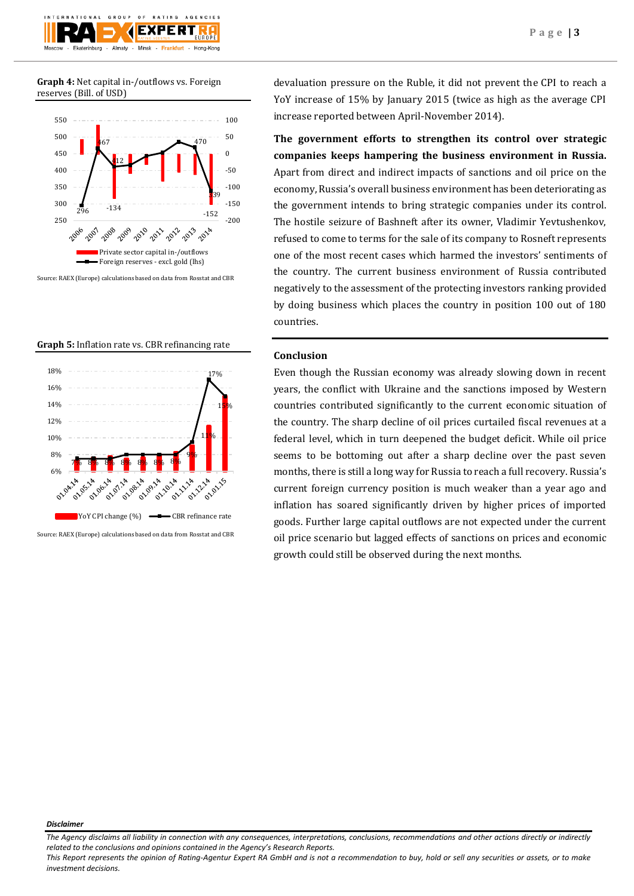**Graph 4:** Net capital in-/outflows vs. Foreign reserves (Bill. of USD)

550
500
450
400
350
300
250

100
50
0
-50
-100
-150
-200

467
412
470
339
296
-134
-152

2006 2007 2008 2009 2010 2011 2012 2013 2014

Private sector capital in-/outflows
Foreign reserves - excl. gold (lhs)

Source: RAEX (Europe) calculations based on data from Rosstat and CBR

**Graph 5:** Inflation rate vs. CBR refinancing rate

18%
16%
14%
12%
10%
8%
6%

17%
15%
11%
9%
7% 8% 8% 8% 8% 8% 8%

01.04.14 01.05.14 01.06.14 01.07.14 01.08.14 01.09.14 01.10.14 01.11.14 01.12.14 01.01.15

YoY CPI change (%)
CBR refinance rate

Source: RAEX (Europe) calculations based on data from Rosstat and CBR

devaluation pressure on the Ruble, it did not prevent the CPI to reach a YoY increase of 15% by January 2015 (twice as high as the average CPI increase reported between April-November 2014).

**The government efforts to strengthen its control over strategic companies keeps hampering the business environment in Russia.** Apart from direct and indirect impacts of sanctions and oil price on the economy, Russia's overall business environment has been deteriorating as the government intends to bring strategic companies under its control. The hostile seizure of Bashneft after its owner, Vladimir Yevtushenkov, refused to come to terms for the sale of its company to Rosneft represents one of the most recent cases which harmed the investors' sentiments of the country. The current business environment of Russia contributed negatively to the assessment of the protecting investors ranking provided by doing business which places the country in position 100 out of 180 countries.

## Conclusion

Even though the Russian economy was already slowing down in recent years, the conflict with Ukraine and the sanctions imposed by Western countries contributed significantly to the current economic situation of the country. The sharp decline of oil prices curtailed fiscal revenues at a federal level, which in turn deepened the budget deficit. While oil price seems to be bottoming out after a sharp decline over the past seven months, there is still a long way for Russia to reach a full recovery. Russia's current foreign currency position is much weaker than a year ago and inflation has soared significantly driven by higher prices of imported goods. Further large capital outflows are not expected under the current oil price scenario but lagged effects of sanctions on prices and economic growth could still be observed during the next months.

***Disclaimer***

*The Agency disclaims all liability in connection with any consequences, interpretations, conclusions, recommendations and other actions directly or indirectly related to the conclusions and opinions contained in the Agency's Research Reports.*
*This Report represents the opinion of Rating-Agentur Expert RA GmbH and is not a recommendation to buy, hold or sell any securities or assets, or to make investment decisions.*